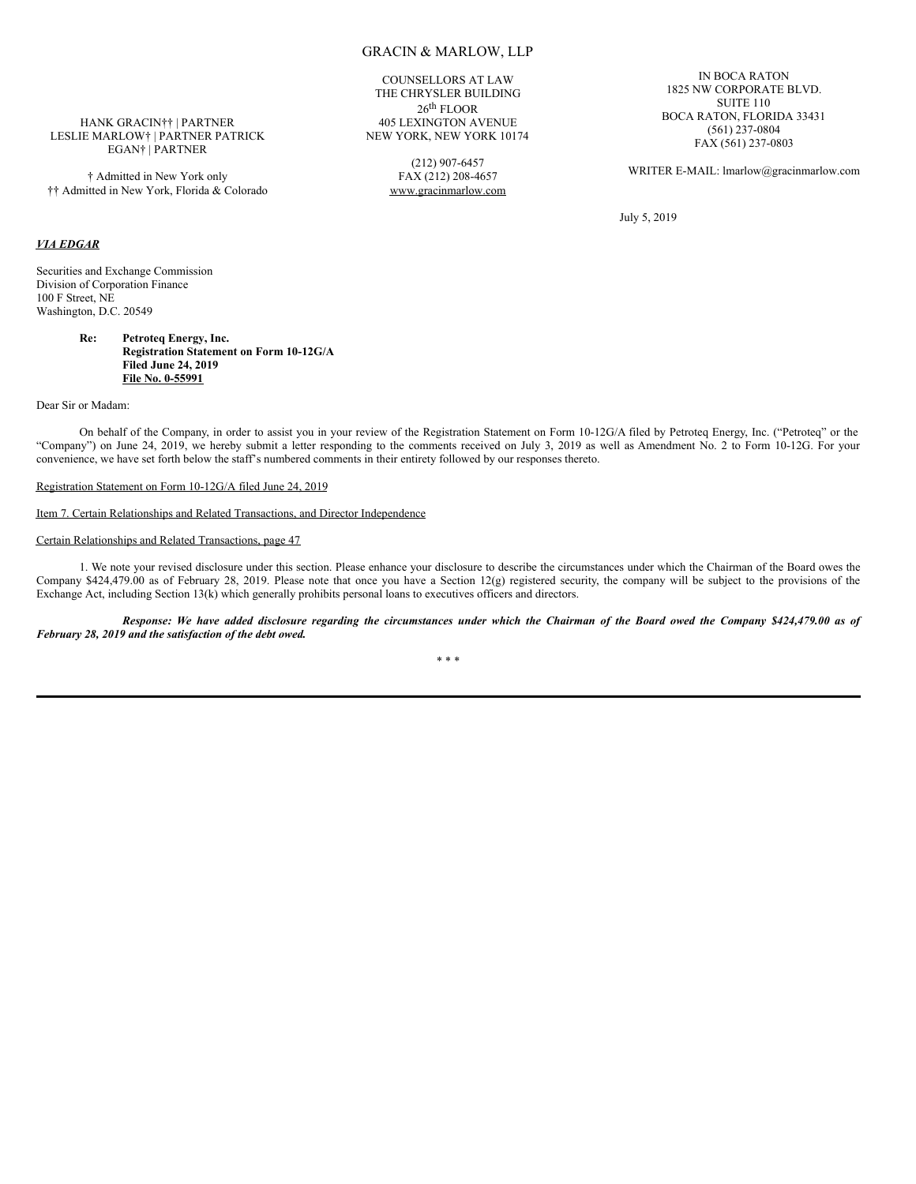GRACIN & MARLOW, LLP

HANK GRACIN†† | PARTNER
LESLIE MARLOW† | PARTNER PATRICK EGAN† | PARTNER

† Admitted in New York only
†† Admitted in New York, Florida & Colorado

COUNSELLORS AT LAW
THE CHRYSLER BUILDING
26th FLOOR
405 LEXINGTON AVENUE
NEW YORK, NEW YORK 10174

(212) 907-6457
FAX (212) 208-4657
www.gracinmarlow.com

IN BOCA RATON
1825 NW CORPORATE BLVD.
SUITE 110
BOCA RATON, FLORIDA 33431
(561) 237-0804
FAX (561) 237-0803

WRITER E-MAIL: lmarlow@gracinmarlow.com

July 5, 2019

***VIA EDGAR***

Securities and Exchange Commission
Division of Corporation Finance
100 F Street, NE
Washington, D.C. 20549

**Re: Petroteq Energy, Inc.**
**Registration Statement on Form 10-12G/A**
**Filed June 24, 2019**
**File No. 0-55991**

Dear Sir or Madam:

On behalf of the Company, in order to assist you in your review of the Registration Statement on Form 10-12G/A filed by Petroteq Energy, Inc. ("Petroteq" or the "Company") on June 24, 2019, we hereby submit a letter responding to the comments received on July 3, 2019 as well as Amendment No. 2 to Form 10-12G. For your convenience, we have set forth below the staff's numbered comments in their entirety followed by our responses thereto.

Registration Statement on Form 10-12G/A filed June 24, 2019

Item 7. Certain Relationships and Related Transactions, and Director Independence

Certain Relationships and Related Transactions, page 47

1. We note your revised disclosure under this section. Please enhance your disclosure to describe the circumstances under which the Chairman of the Board owes the Company $424,479.00 as of February 28, 2019. Please note that once you have a Section 12(g) registered security, the company will be subject to the provisions of the Exchange Act, including Section 13(k) which generally prohibits personal loans to executives officers and directors.

***Response: We have added disclosure regarding the circumstances under which the Chairman of the Board owed the Company $424,479.00 as of February 28, 2019 and the satisfaction of the debt owed.***

\* \* \*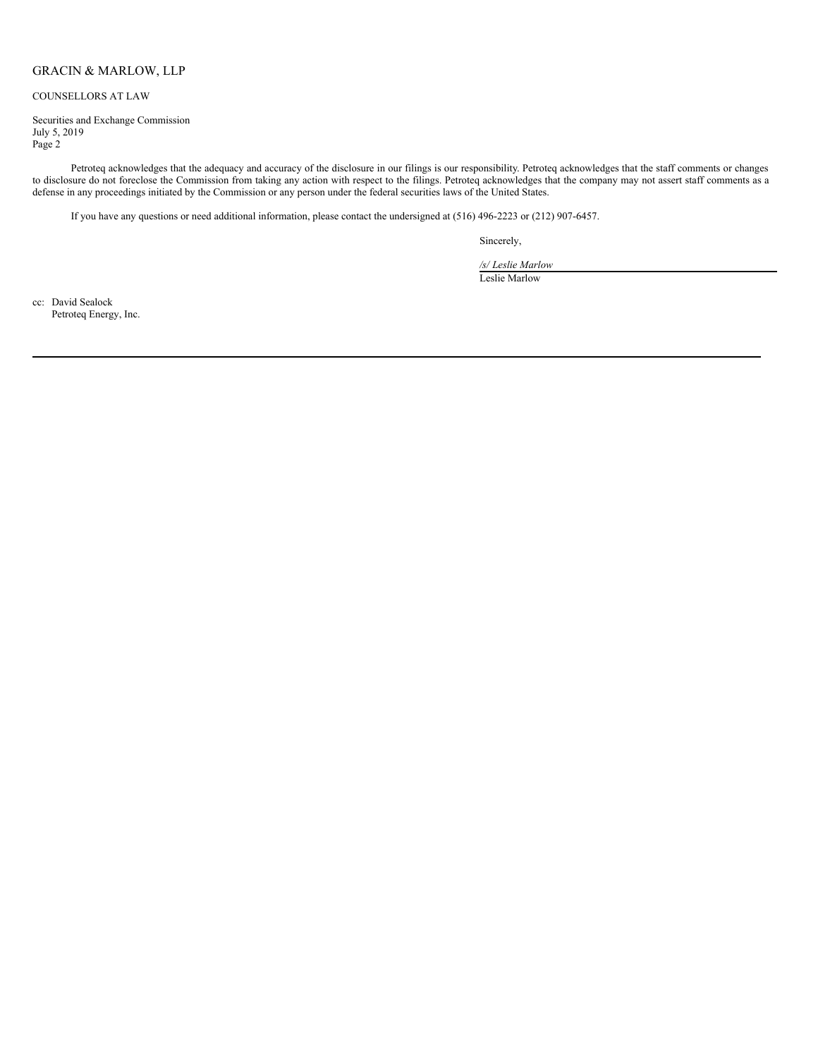Petroteq acknowledges that the adequacy and accuracy of the disclosure in our filings is our responsibility. Petroteq acknowledges that the staff comments or changes to disclosure do not foreclose the Commission from taking any action with respect to the filings. Petroteq acknowledges that the company may not assert staff comments as a defense in any proceedings initiated by the Commission or any person under the federal securities laws of the United States.

If you have any questions or need additional information, please contact the undersigned at (516) 496-2223 or (212) 907-6457.

Sincerely,

*/s/ Leslie Marlow*
Leslie Marlow

cc: David Sealock
Petroteq Energy, Inc.